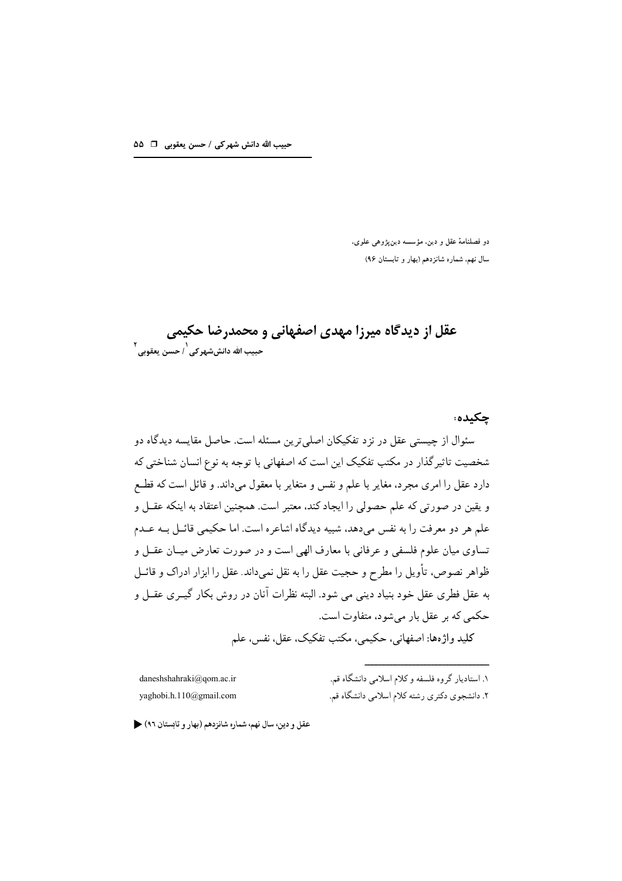دو فصلنامۀ عقل و دین، مؤسسه دین‌پژوهی علوی،
سال نهم، شماره شانزدهم (بهار و تابستان ۹۶)

# عقل از دیدگاه میرزا مهدی اصفهانی و محمدرضا حکیمی

**حبیب الله دانش‌شهرکی[1] / حسن یعقوبی[2]**

## چکیده:

سئوال از چیستی عقل در نزد تفکیکیان اصلی‌ترین مسئله است. حاصل مقایسه دیدگاه دو شخصیت تاثیرگذار در مکتب تفکیک این است که اصفهانی با توجه به نوع انسان شناختی که دارد عقل را امری مجرد، مغایر با علم و نفس و متغایر با معقول می‌داند. و قائل است که قطع و یقین در صورتی که علم حصولی را ایجاد کند، معتبر است. همچنین اعتقاد به اینکه عقل و علم هر دو معرفت را به نفس می‌دهد، شبیه دیدگاه اشاعره است. اما حکیمی قائل به عدم تساوی میان علوم فلسفی و عرفانی با معارف الهی است و در صورت تعارض میان عقل و ظواهر نصوص، تأویل را مطرح و حجیت عقل را به نقل نمی‌داند. عقل را ابزار ادراک و قائل به عقل فطری عقل خود بنیاد دینی می شود. البته نظرات آنان در روش بکار گیری عقل و حکمی که بر عقل بار می‌شود، متفاوت است.

**کلید واژه‌ها:** اصفهانی، حکیمی، مکتب تفکیک، عقل، نفس، علم

---

۱. استادیار گروه فلسفه و کلام اسلامی دانشگاه قم. daneshshahraki@qom.ac.ir

۲. دانشجوی دکتری رشته کلام اسلامی دانشگاه قم. yaghobi.h.110@gmail.com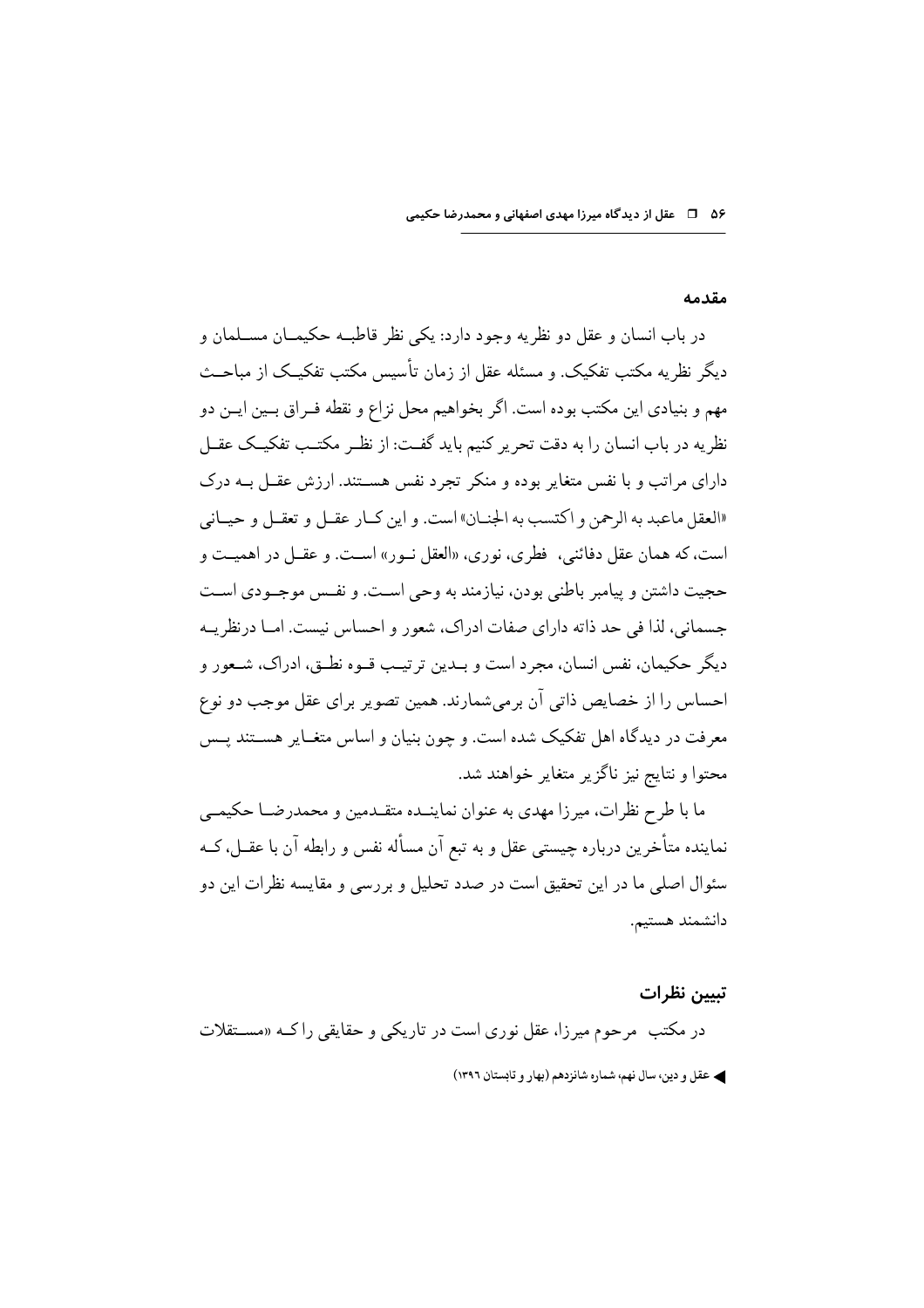## مقدمه

در باب انسان و عقل دو نظریه وجود دارد: یکی نظر قاطبه حکیمان مسلمان و دیگر نظریه مکتب تفکیک. و مسئله عقل از زمان تأسیس مکتب تفکیک از مباحث مهم و بنیادی این مکتب بوده است. اگر بخواهیم محل نزاع و نقطه فراق بین این دو نظریه در باب انسان را به دقت تحریر کنیم باید گفت: از نظر مکتب تفکیک عقل دارای مراتب و با نفس متغایر بوده و منکر تجرد نفس هستند. ارزش عقل به درک «العقل ماعبد به الرحمن و اکتسب به الجنان» است. و این کار عقل و تعقل و حیانی است، که همان عقل دفائنی، فطری، نوری، «العقل نور» است. و عقل در اهمیت و حجیت داشتن و پیامبر باطنی بودن، نیازمند به وحی است. و نفس موجودی است جسمانی، لذا فی حد ذاته دارای صفات ادراک، شعور و احساس نیست. اما درنظریه دیگر حکیمان، نفس انسان، مجرد است و بدین ترتیب قوه نطق، ادراک، شعور و احساس را از خصایص ذاتی آن برمی‌شمارند. همین تصویر برای عقل موجب دو نوع معرفت در دیدگاه اهل تفکیک شده است. و چون بنیان و اساس متغایر هستند پس محتوا و نتایج نیز ناگزیر متغایر خواهند شد.

ما با طرح نظرات، میرزا مهدی به عنوان نماینده متقدمین و محمدرضا حکیمی نماینده متأخرین درباره چیستی عقل و به تبع آن مسأله نفس و رابطه آن با عقل، که سئوال اصلی ما در این تحقیق است در صدد تحلیل و بررسی و مقایسه نظرات این دو دانشمند هستیم.

## تبیین نظرات

در مکتب مرحوم میرزا، عقل نوری است در تاریکی و حقایقی را که «مستقلات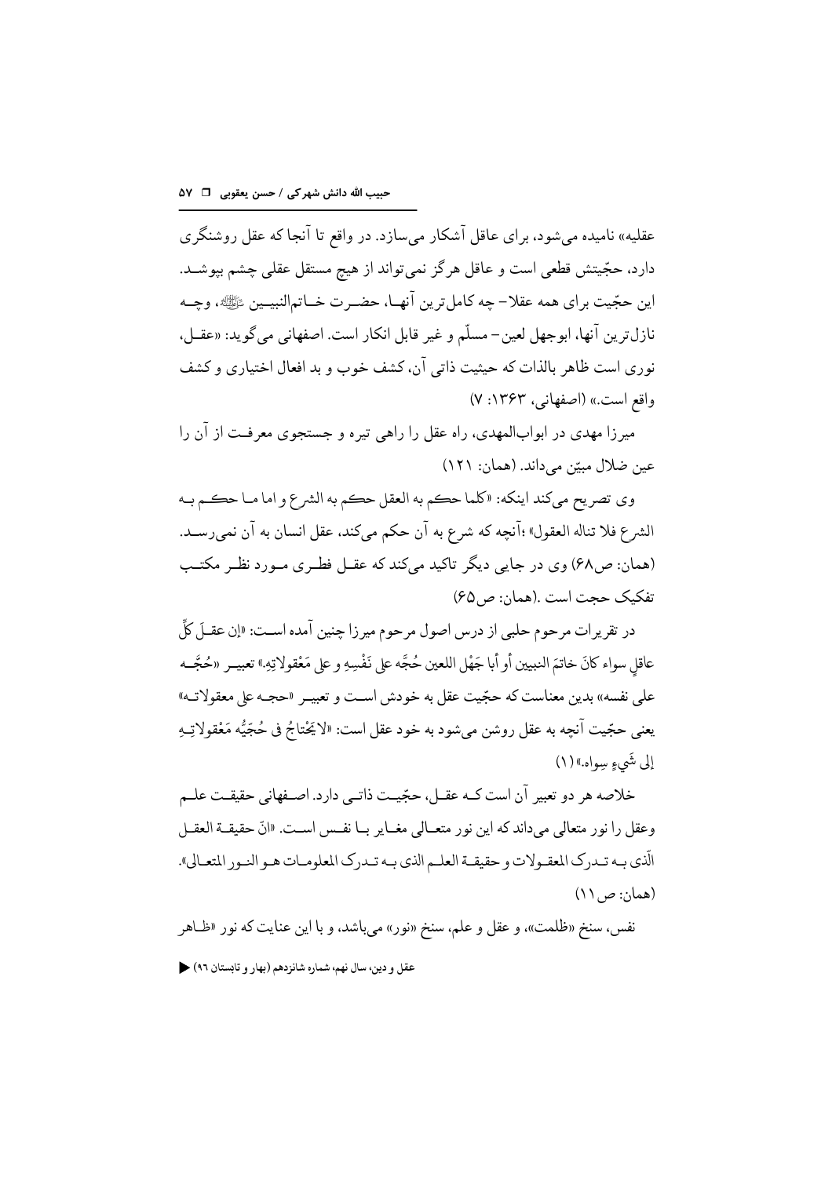عقلیه» نامیده می‌شود، برای عاقل آشکار می‌سازد. در واقع تا آنجا که عقل روشنگری دارد، حجّیتش قطعی است و عاقل هرگز نمی‌تواند از هیچ مستقل عقلی چشم بپوشد. این حجّیت برای همه عقلا- چه کامل‌ترین آنها، حضرت خاتم‌النبیین ﷺ، وچه نازل‌ترین آنها، ابوجهل لعین- مسلّم و غیر قابل انکار است. اصفهانی می‌گوید: «عقل، نوری است ظاهر بالذات که حیثیت ذاتی آن، کشف خوب و بد افعال اختیاری و کشف واقع است.» (اصفهانی، ۱۳۶۳: ۷)

میرزا مهدی در ابواب‌المهدی، راه عقل را راهی تیره و جستجوی معرفت از آن را عین ضلال مبیّن می‌داند. (همان: ۱۲۱)

وی تصریح می‌کند اینکه: «کلما حکم به العقل حکم به الشرع و اما ما حکم به الشرع فلا تناله العقول» ؛آنچه که شرع به آن حکم می‌کند، عقل انسان به آن نمی‌رسد. (همان: ص۶۸) وی در جایی دیگر تاکید می‌کند که عقل فطری مورد نظر مکتب تفکیک حجت است .(همان: ص۶۵)

در تقریرات مرحوم حلبی از درس اصول مرحوم میرزا چنین آمده است: «إن عقلَ کلِّ عاقلٍ سواء کانَ خاتمَ النبیین أو أبا جَهْل اللعین حُجَّه علی نَفْسِهِ و علی مَعْقولاتِهِ.» تعبیر «حُجَّه علی نفسه» بدین معناست که حجّیت عقل به خودش است و تعبیر «حجه علی معقولاته» یعنی حجّیت آنچه به عقل روشن می‌شود به خود عقل است: «لایَحْتاجُ فی حُجّیَّه مَعْقولاتِهِ إلی شَیءٍ سِواه.» (۱)

خلاصه هر دو تعبیر آن است که عقل، حجّیت ذاتی دارد. اصفهانی حقیقت علم وعقل را نور متعالی می‌داند که این نور متعالی مغایر با نفس است. «انّ حقیقة العقل الّذی به تدرک المعقولات و حقیقة العلم الذی به تدرک المعلومات هو النور المتعالی». (همان: ص۱۱)

نفس، سنخ «ظلمت»، و عقل و علم، سنخ «نور» می‌باشد، و با این عنایت که نور «ظاهر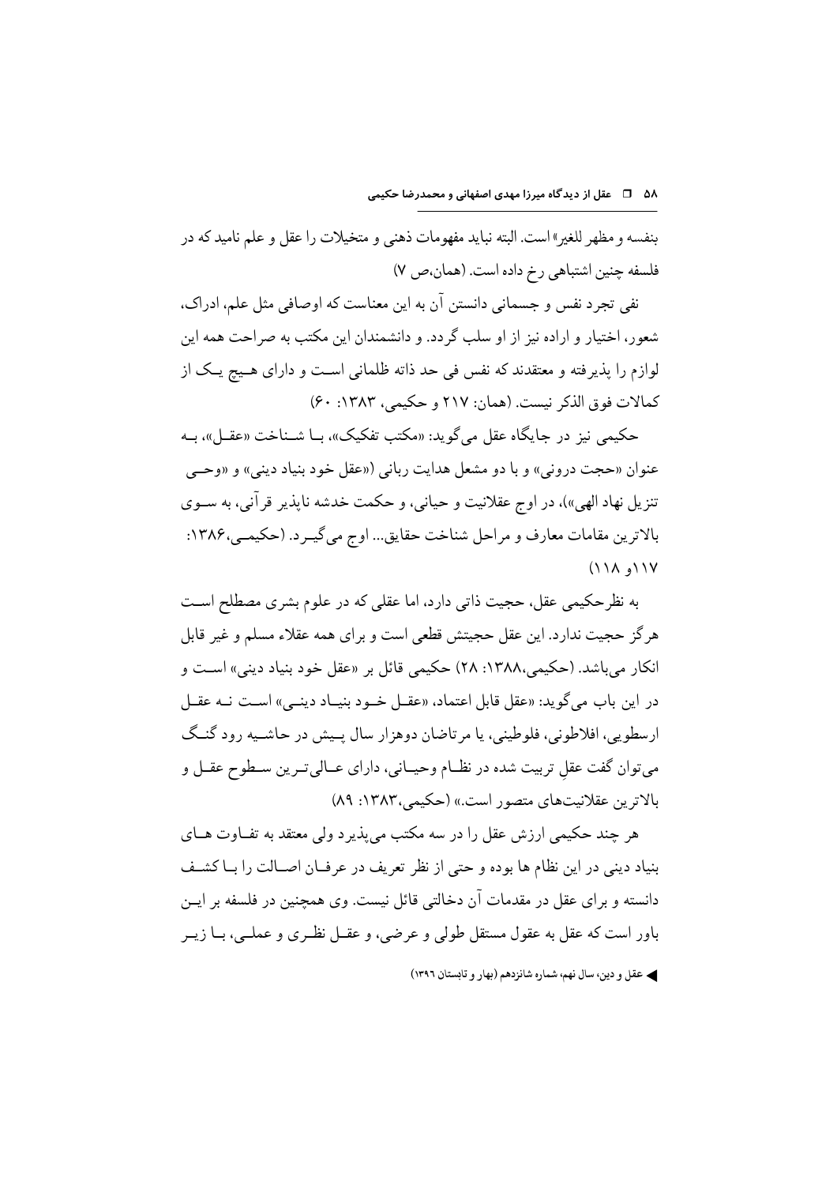بنفسه و مظهر للغیر» است. البته نباید مفهومات ذهنی و متخیلات را عقل و علم نامید که در فلسفه چنین اشتباهی رخ داده است. (همان،ص ۷)

نفی تجرد نفس و جسمانی دانستن آن به این معناست که اوصافی مثل علم، ادراک، شعور، اختیار و اراده نیز از او سلب گردد. و دانشمندان این مکتب به صراحت همه این لوازم را پذیرفته و معتقدند که نفس فی حد ذاته ظلمانی است و دارای هیچ یک از کمالات فوق الذکر نیست. (همان: ۲۱۷ و حکیمی، ۱۳۸۳: ۶۰)

حکیمی نیز در جایگاه عقل می‌گوید: «مکتب تفکیک»، با شناخت «عقل»، به عنوان «حجت درونی» و با دو مشعل هدایت ربانی («عقل خود بنیاد دینی») و «وحی تنزیل نهاد الهی»)، در اوج عقلانیت و حیانی، و حکمت خدشه ناپذیر قرآنی، به سوی بالاترین مقامات معارف و مراحل شناخت حقایق... اوج می‌گیرد. (حکیمی،۱۳۸۶: ۱۱۷و ۱۱۸)

به نظرحکیمی عقل، حجیت ذاتی دارد، اما عقلی که در علوم بشری مصطلح است هرگز حجیت ندارد. این عقل حجیتش قطعی است و برای همه عقلاء مسلم و غیر قابل انکار می‌باشد. (حکیمی،۱۳۸۸: ۲۸) حکیمی قائل بر «عقل خود بنیاد دینی» است و در این باب می‌گوید: «عقل قابل اعتماد، «عقل خود بنیاد دینی» است نه عقل ارسطویی، افلاطونی، فلوطینی، یا مرتاضان دوهزار سال پیش در حاشیه رود گنگ می‌توان گفت عقلِ تربیت شده در نظام وحیانی، دارای عالی‌ترین سطوح عقل و بالاترین عقلانیت‌های متصور است.» (حکیمی،۱۳۸۳: ۸۹)

هر چند حکیمی ارزش عقل را در سه مکتب می‌پذیرد ولی معتقد به تفاوت های بنیاد دینی در این نظام ها بوده و حتی از نظر تعریف در عرفان اصالت را با کشف دانسته و برای عقل در مقدمات آن دخالتی قائل نیست. وی همچنین در فلسفه بر این باور است که عقل به عقول مستقل طولی و عرضی، و عقل نظری و عملی، با زیر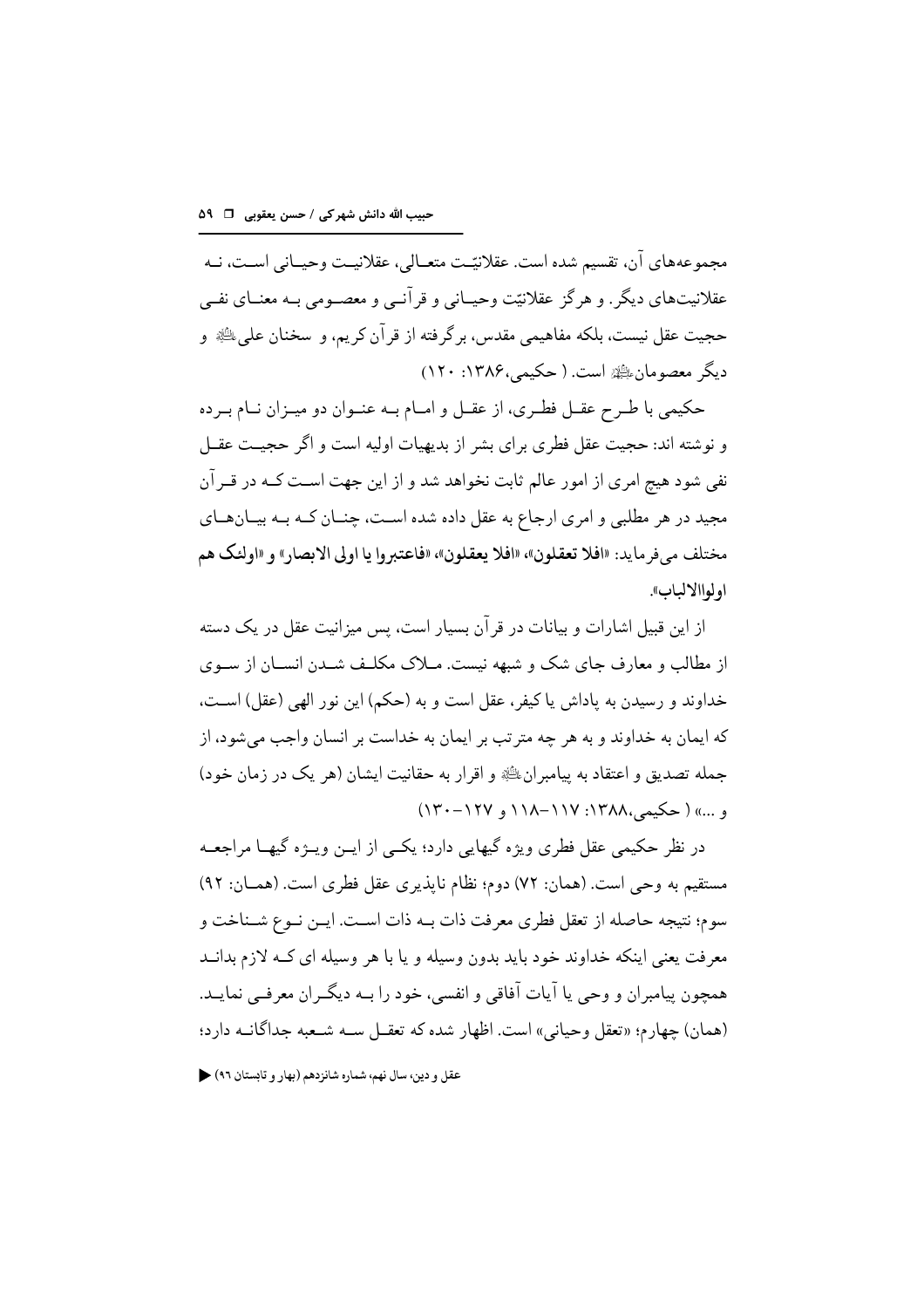مجموعه‌های آن، تقسیم شده است. عقلانیّت متعالی، عقلانیت وحیانی است، نه عقلانیت‌های دیگر. و هرگز عقلانیّت وحیانی و قرآنی و معصومی به معنای نفی حجیت عقل نیست، بلکه مفاهیمی مقدس، برگرفته از قرآن کریم، و سخنان علی‌ﷺ و دیگر معصومان‌ﷺ است. ( حکیمی،۱۳۸۶: ۱۲۰)

حکیمی با طرح عقل فطری، از عقل و امام به عنوان دو میزان نام برده و نوشته اند: حجیت عقل فطری برای بشر از بدیهیات اولیه است و اگر حجیت عقل نفی شود هیچ امری از امور عالم ثابت نخواهد شد و از این جهت است که در قرآن مجید در هر مطلبی و امری ارجاع به عقل داده شده است، چنان که به بیان‌های مختلف می‌فرماید: «**افلا تعقلون**»، «**افلا یعقلون**»، «**فاعتبروا یا اولی الابصار**» و «**اولئک هم اولواالالباب**».

از این قبیل اشارات و بیانات در قرآن بسیار است، پس میزانیت عقل در یک دسته از مطالب و معارف جای شک و شبهه نیست. ملاک مکلف شدن انسان از سوی خداوند و رسیدن به پاداش یا کیفر، عقل است و به (حکم) این نور الهی (عقل) است، که ایمان به خداوند و به هر چه مترتب بر ایمان به خداست بر انسان واجب می‌شود، از جمله تصدیق و اعتقاد به پیامبران‌ﷺ و اقرار به حقانیت ایشان (هر یک در زمان خود) و ...» ( حکیمی،۱۳۸۸: ۱۱۷–۱۱۸ و ۱۲۷–۱۳۰)

در نظر حکیمی عقل فطری ویژه گیهایی دارد؛ یکی از این ویژه گیها مراجعه مستقیم به وحی است. (همان: ۷۲) دوم؛ نظام ناپذیری عقل فطری است. (همان: ۹۲) سوم؛ نتیجه حاصله از تعقل فطری معرفت ذات به ذات است. این نوع شناخت و معرفت یعنی اینکه خداوند خود باید بدون وسیله و یا با هر وسیله ای که لازم بداند همچون پیامبران و وحی یا آیات آفاقی و انفسی، خود را به دیگران معرفی نماید. (همان) چهارم؛ «تعقل وحیانی» است. اظهار شده که تعقل سه شعبه جداگانه دارد؛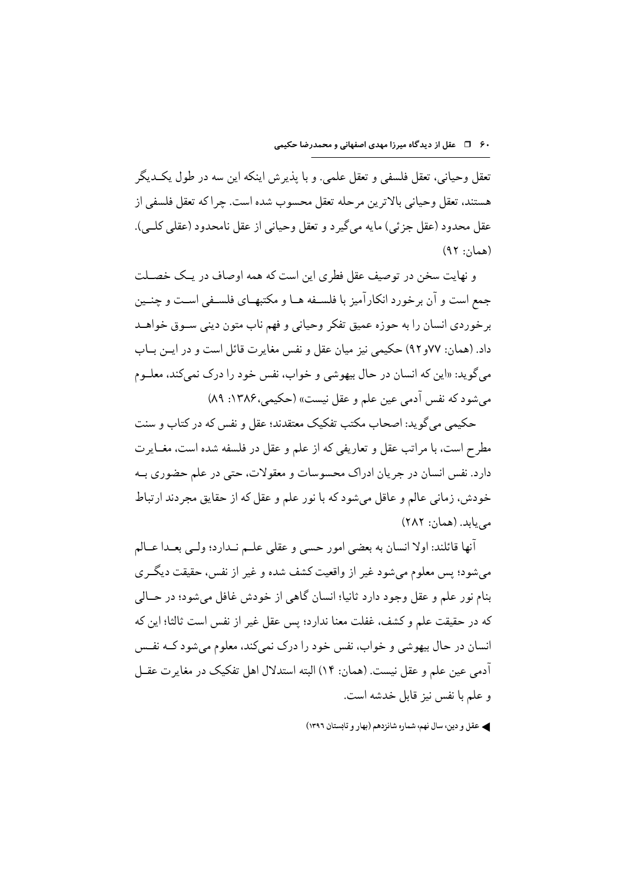تعقل وحیانی، تعقل فلسفی و تعقل علمی. و با پذیرش اینکه این سه در طول یکدیگر هستند، تعقل وحیانی بالاترین مرحله تعقل محسوب شده است. چرا که تعقل فلسفی از عقل محدود (عقل جزئی) مایه می‌گیرد و تعقل وحیانی از عقل نامحدود (عقلی کلی). (همان: ۹۲)

و نهایت سخن در توصیف عقل فطری این است که همه اوصاف در یک خصلت جمع است و آن برخورد انکارآمیز با فلسفه ها و مکتبهای فلسفی است و چنین برخوردی انسان را به حوزه عمیق تفکر وحیانی و فهم ناب متون دینی سوق خواهد داد. (همان: ۷۷و۹۲) حکیمی نیز میان عقل و نفس مغایرت قائل است و در این باب می‌گوید: «این که انسان در حال بیهوشی و خواب، نفس خود را درک نمی‌کند، معلوم می‌شود که نفس آدمی عین علم و عقل نیست» (حکیمی،۱۳۸۶: ۸۹)

حکیمی می‌گوید: اصحاب مکتب تفکیک معتقدند؛ عقل و نفس که در کتاب و سنت مطرح است، با مراتب عقل و تعاریفی که از علم و عقل در فلسفه شده است، مغایرت دارد. نفس انسان در جریان ادراک محسوسات و معقولات، حتی در علم حضوری به خودش، زمانی عالم و عاقل می‌شود که با نور علم و عقل که از حقایق مجردند ارتباط می‌یابد. (همان: ۲۸۲)

آنها قائلند: اولا انسان به بعضی امور حسی و عقلی علم ندارد؛ ولی بعدا عالم می‌شود؛ پس معلوم می‌شود غیر از واقعیت کشف شده و غیر از نفس، حقیقت دیگری بنام نور علم و عقل وجود دارد ثانیا؛ انسان گاهی از خودش غافل می‌شود؛ در حالی که در حقیقت علم و کشف، غفلت معنا ندارد؛ پس عقل غیر از نفس است ثالثا؛ این که انسان در حال بیهوشی و خواب، نفس خود را درک نمی‌کند، معلوم می‌شود که نفس آدمی عین علم و عقل نیست. (همان: ۱۴) البته استدلال اهل تفکیک در مغایرت عقل و علم با نفس نیز قابل خدشه است.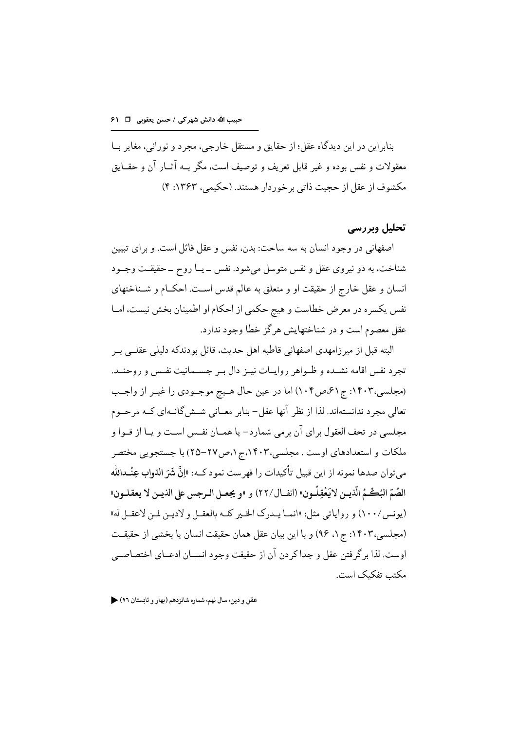بنابراین در این دیدگاه عقل؛ از حقایق و مستقل خارجی، مجرد و نورانی، مغایر با معقولات و نفس بوده و غیر قابل تعریف و توصیف است، مگر به آثار آن و حقایق مکشوف از عقل از حجیت ذاتی برخوردار هستند. (حکیمی، ۱۳۶۳: ۴)

## تحلیل وبررسی

اصفهانی در وجود انسان به سه ساحت: بدن، نفس و عقل قائل است. و برای تبیین شناخت، به دو نیروی عقل و نفس متوسل می‌شود. نفس ـ یا روح ـ حقیقت وجود انسان و عقل خارج از حقیقت او و متعلق به عالم قدس است. احکام و شناختهای نفس یکسره در معرض خطاست و هیچ حکمی از احکام او اطمینان بخش نیست، اما عقل معصوم است و در شناختهایش هرگز خطا وجود ندارد.

البته قبل از میرزامهدی اصفهانی قاطبه اهل حدیث، قائل بودندکه دلیلی عقلی بر تجرد نفس اقامه نشده و ظواهر روایات نیز دال بر جسمانیت نفس و روحند. (مجلسی،۱۴۰۳: ج۶۱،ص۱۰۴) اما در عین حال هیچ موجودی را غیر از واجب تعالی مجرد ندانسته‌اند. لذا از نظر آنها عقل- بنابر معانی شش‌گانه‌ای که مرحوم مجلسی در تحف العقول برای آن برمی شمارد- یا همان نفس است و یا از قوا و ملکات و استعدادهای اوست . مجلسی،۱۴۰۳،ج۱،ص۲۷-۲۵) با جستجویی مختصر می‌توان صدها نمونه از این قبیل تأکیدات را فهرست نمود که: «**اِنَّ شَرَ الدّواب عِنْدالله الصُمّ البُکْمُ الّذین لایَعْقِلُون**» (انفال/۲۲) و «**و یجعل الرجس علی الذین لا یعقلون**» (یونس/۱۰۰) و روایاتی مثل: «انما یدرک الخیر کله بالعقل و لادین لمن لاعقل له» (مجلسی،۱۴۰۳: ج۱، ۹۶) و با این بیان عقل همان حقیقت انسان یا بخشی از حقیقت اوست. لذا برگرفتن عقل و جدا کردن آن از حقیقت وجود انسان ادعای اختصاصی مکتب تفکیک است.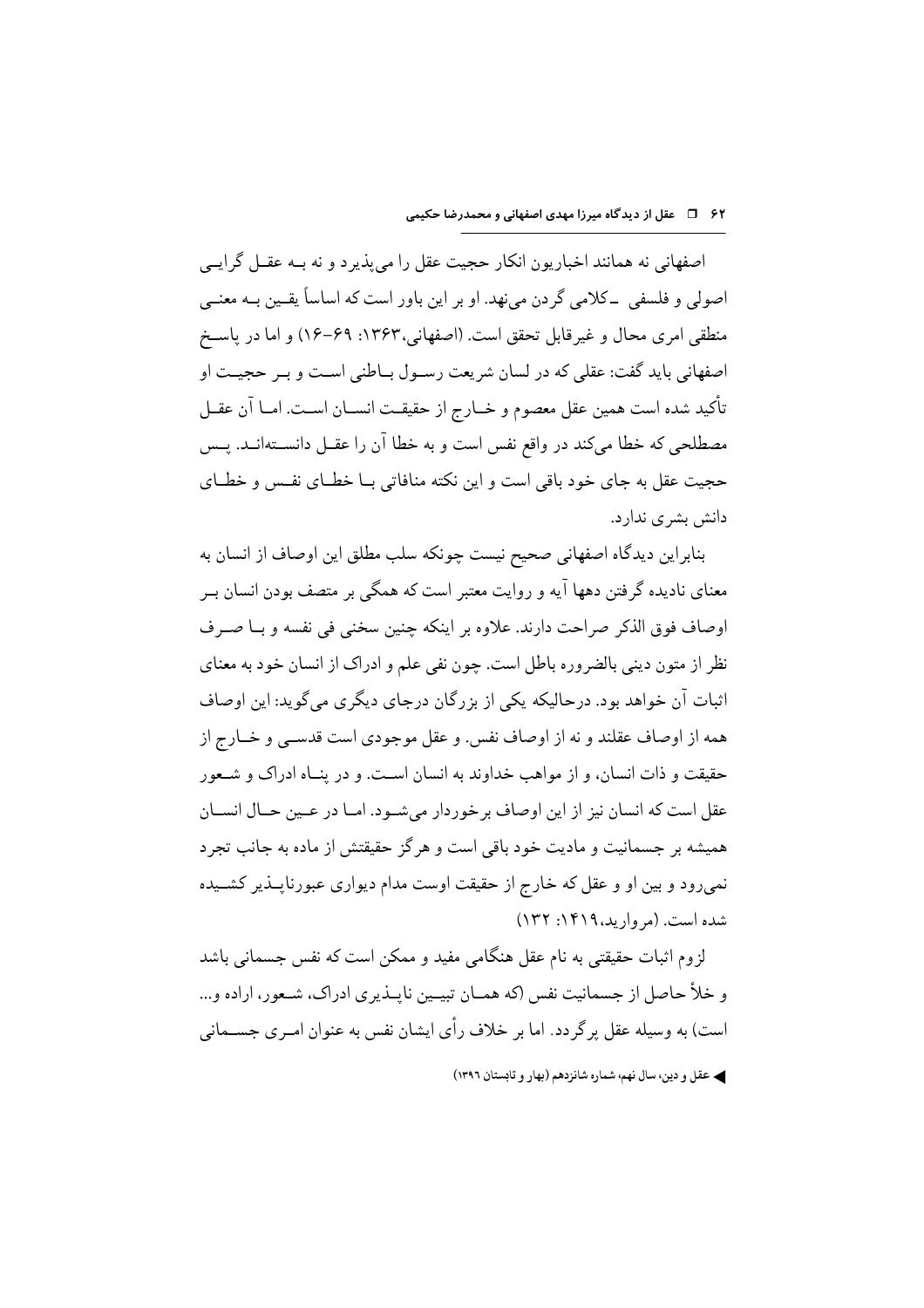اصفهانی نه همانند اخباریون انکار حجیت عقل را می‌پذیرد و نه بـه عقـل گرایـی اصولی و فلسفی ـ کلامی گردن می‌نهد. او بر این باور است که اساساً یقـین بـه معنـی منطقی امری محال و غیرقابل تحقق است. (اصفهانی،۱۳۶۳: ۶۹-۱۶) و اما در پاسـخ اصفهانی باید گفت: عقلی که در لسان شریعت رسـول بـاطنی اسـت و بـر حجیـت او تأکید شده است همین عقل معصوم و خـارج از حقیقـت انسـان اسـت. امـا آن عقـل مصطلحی که خطا می‌کند در واقع نفس است و به خطا آن را عقـل دانسـته‌انـد. پـس حجیت عقل به جای خود باقی است و این نکته منافاتی بـا خطـای نفـس و خطـای دانش بشری ندارد.

بنابراین دیدگاه اصفهانی صحیح نیست چونکه سلب مطلق این اوصاف از انسان به معنای نادیده گرفتن دهها آیه و روایت معتبر است که همگی بر متصف بودن انسان بـر اوصاف فوق الذکر صراحت دارند. علاوه بر اینکه چنین سخنی فی نفسه و بـا صـرف نظر از متون دینی بالضروره باطل است. چون نفی علم و ادراک از انسان خود به معنای اثبات آن خواهد بود. درحالیکه یکی از بزرگان درجای دیگری می‌گوید: این اوصاف همه از اوصاف عقلند و نه از اوصاف نفس. و عقل موجودی است قدسـی و خـارج از حقیقت و ذات انسان، و از مواهب خداوند به انسان اسـت. و در پنـاه ادراک و شـعور عقل است که انسان نیز از این اوصاف برخوردار می‌شـود. امـا در عـین حـال انسـان همیشه بر جسمانیت و مادیت خود باقی است و هرگز حقیقتش از ماده به جانب تجرد نمی‌رود و بین او و عقل که خارج از حقیقت اوست مدام دیواری عبورناپـذیر کشـیده شده است. (مروارید،۱۴۱۹: ۱۳۲)

لزوم اثبات حقیقتی به نام عقل هنگامی مفید و ممکن است که نفس جسمانی باشد و خلأ حاصل از جسمانیت نفس (که همـان تبیـین ناپـذیری ادراک، شـعور، اراده و... است) به وسیله عقل پرگردد. اما بر خلاف رأی ایشان نفس به عنوان امـری جسـمانی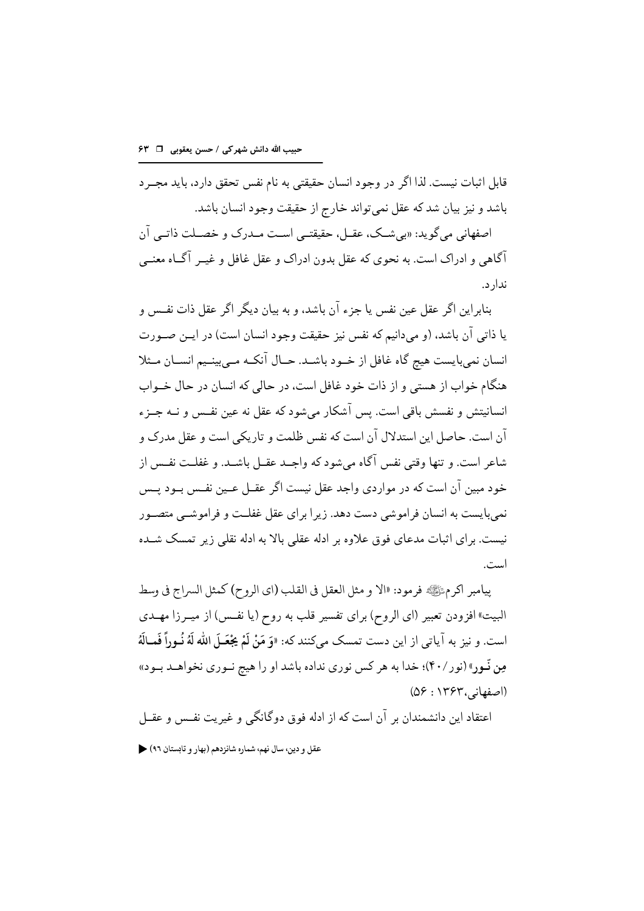قابل اثبات نیست. لذا اگر در وجود انسان حقیقتی به نام نفس تحقق دارد، باید مجرد باشد و نیز بیان شد که عقل نمی‌تواند خارج از حقیقت وجود انسان باشد.

اصفهانی می‌گوید: «بی‌شک، عقل، حقیقتی است مدرک و خصلت ذاتی آن آگاهی و ادراک است. به نحوی که عقل بدون ادراک و عقل غافل و غیر آگاه معنی ندارد.

بنابراین اگر عقل عین نفس یا جزء آن باشد، و به بیان دیگر اگر عقل ذات نفس و یا ذاتی آن باشد، (و می‌دانیم که نفس نیز حقیقت وجود انسان است) در این صورت انسان نمی‌بایست هیچ گاه غافل از خود باشد. حال آنکه می‌بینیم انسان مثلا هنگام خواب از هستی و از ذات خود غافل است، در حالی که انسان در حال خواب انسانیتش و نفسش باقی است. پس آشکار می‌شود که عقل نه عین نفس و نه جزء آن است. حاصل این استدلال آن است که نفس ظلمت و تاریکی است و عقل مدرک و شاعر است. و تنها وقتی نفس آگاه می‌شود که واجد عقل باشد. و غفلت نفس از خود مبین آن است که در مواردی واجد عقل نیست اگر عقل عین نفس بود پس نمی‌بایست به انسان فراموشی دست دهد. زیرا برای عقل غفلت و فراموشی متصور نیست. برای اثبات مدعای فوق علاوه بر ادله عقلی بالا به ادله نقلی زیر تمسک شده است.

پیامبر اکرم ﷺ فرمود: «الا و مثل العقل فی القلب (ای الروح) کمثل السراج فی وسط البیت» افزودن تعبیر (ای الروح) برای تفسیر قلب به روح (یا نفس) از میرزا مهدی است. و نیز به آیاتی از این دست تمسک می‌کنند که: «**وَ مَنْ لَمْ یَجْعَلِ اللّٰهُ لَهُ نُوراً فَمالَهُ مِن نُور**» (نور/۴۰)؛ خدا به هر کس نوری نداده باشد او را هیچ نوری نخواهد بود» (اصفهانی،۱۳۶۳ : ۵۶)

اعتقاد این دانشمندان بر آن است که از ادله فوق دوگانگی و غیریت نفس و عقل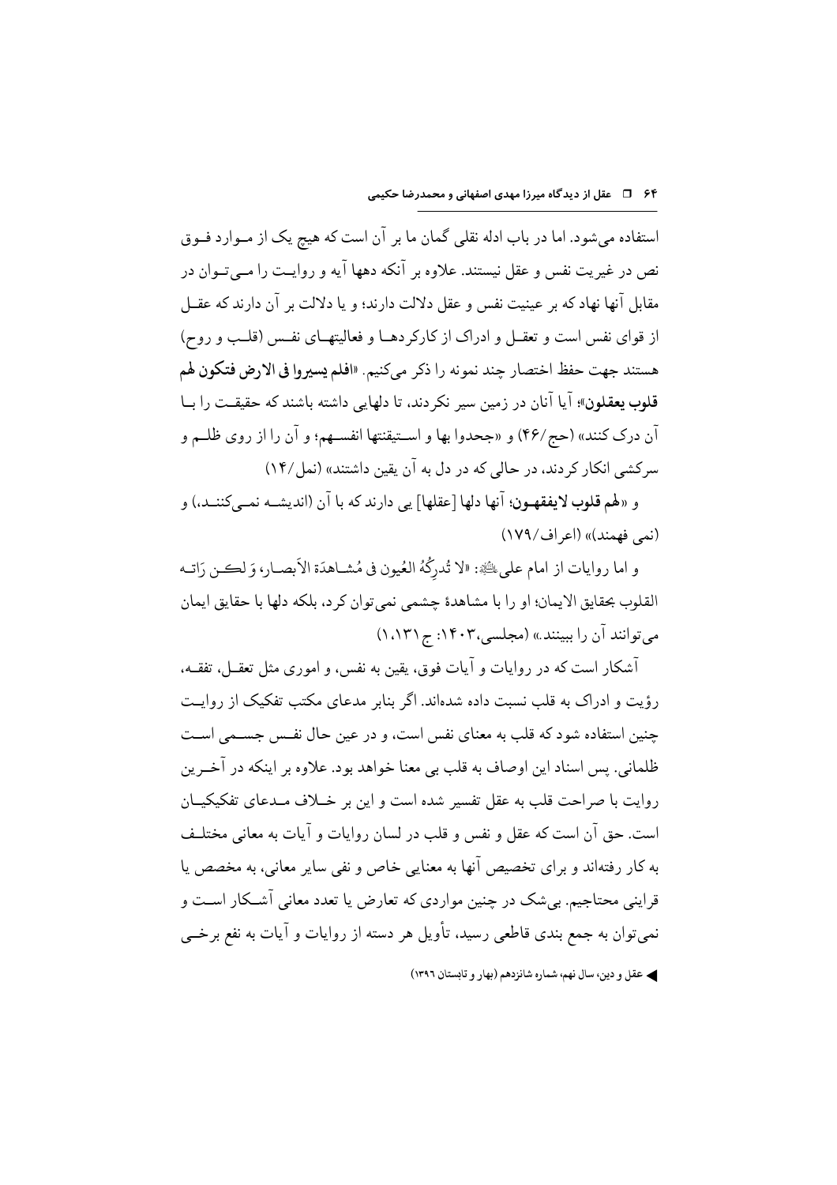استفاده می‌شود. اما در باب ادله نقلی گمان ما بر آن است که هیچ یک از مـوارد فـوق نص در غیریت نفس و عقل نیستند. علاوه بر آنکه دهها آیه و روایـت را مـی‌تـوان در مقابل آنها نهاد که بر عینیت نفس و عقل دلالت دارند؛ و یا دلالت بر آن دارند که عقـل از قوای نفس است و تعقـل و ادراک از کارکردهـا و فعالیتهـای نفـس (قلـب و روح) هستند جهت حفظ اختصار چند نمونه را ذکر می‌کنیم. «**افلم یسیروا فی الارض فتکون لهم قلوب یعقلون**»؛ آیا آنان در زمین سیر نکردند، تا دلهایی داشته باشند که حقیقـت را بـا آن درک کنند» (حج/۴۶) و «جحدوا بها و اسـتیقنتها انفسـهم؛ و آن را از روی ظلـم و سرکشی انکار کردند، در حالی که در دل به آن یقین داشتند» (نمل/۱۴)

و «**لهم قلوب لایفقهـون**؛ آنها دلها [عقلها] یی دارند که با آن (اندیشـه نمـی‌کننـد،) و (نمی فهمند)» (اعراف/۱۷۹)

و اما روایات از امام علی علیه السلام: «لا تُدرِكُهُ العُیون فی مُشـاهدَة الأبصـار، وَ لکـن رَاتـه القلوب بحقایق الایمان؛ او را با مشاهدۀ چشمی نمی‌توان کرد، بلکه دلها با حقایق ایمان می‌توانند آن را ببینند.» (مجلسی،۱۴۰۳: ج۱۳۱،۱)

آشکار است که در روایات و آیات فوق، یقین به نفس، و اموری مثل تعقـل، تفقـه، رؤیت و ادراک به قلب نسبت داده شده‌اند. اگر بنابر مدعای مکتب تفکیک از روایـت چنین استفاده شود که قلب به معنای نفس است، و در عین حال نفـس جسـمی اسـت ظلمانی. پس اسناد این اوصاف به قلب بی معنا خواهد بود. علاوه بر اینکه در آخـرین روایت با صراحت قلب به عقل تفسیر شده است و این بر خـلاف مـدعای تفکیکیـان است. حق آن است که عقل و نفس و قلب در لسان روایات و آیات به معانی مختلـف به کار رفته‌اند و برای تخصیص آنها به معنایی خاص و نفی سایر معانی، به مخصص یا قراینی محتاجیم. بی‌شک در چنین مواردی که تعارض یا تعدد معانی آشـکار اسـت و نمی‌توان به جمع بندی قاطعی رسید، تأویل هر دسته از روایات و آیات به نفع برخـی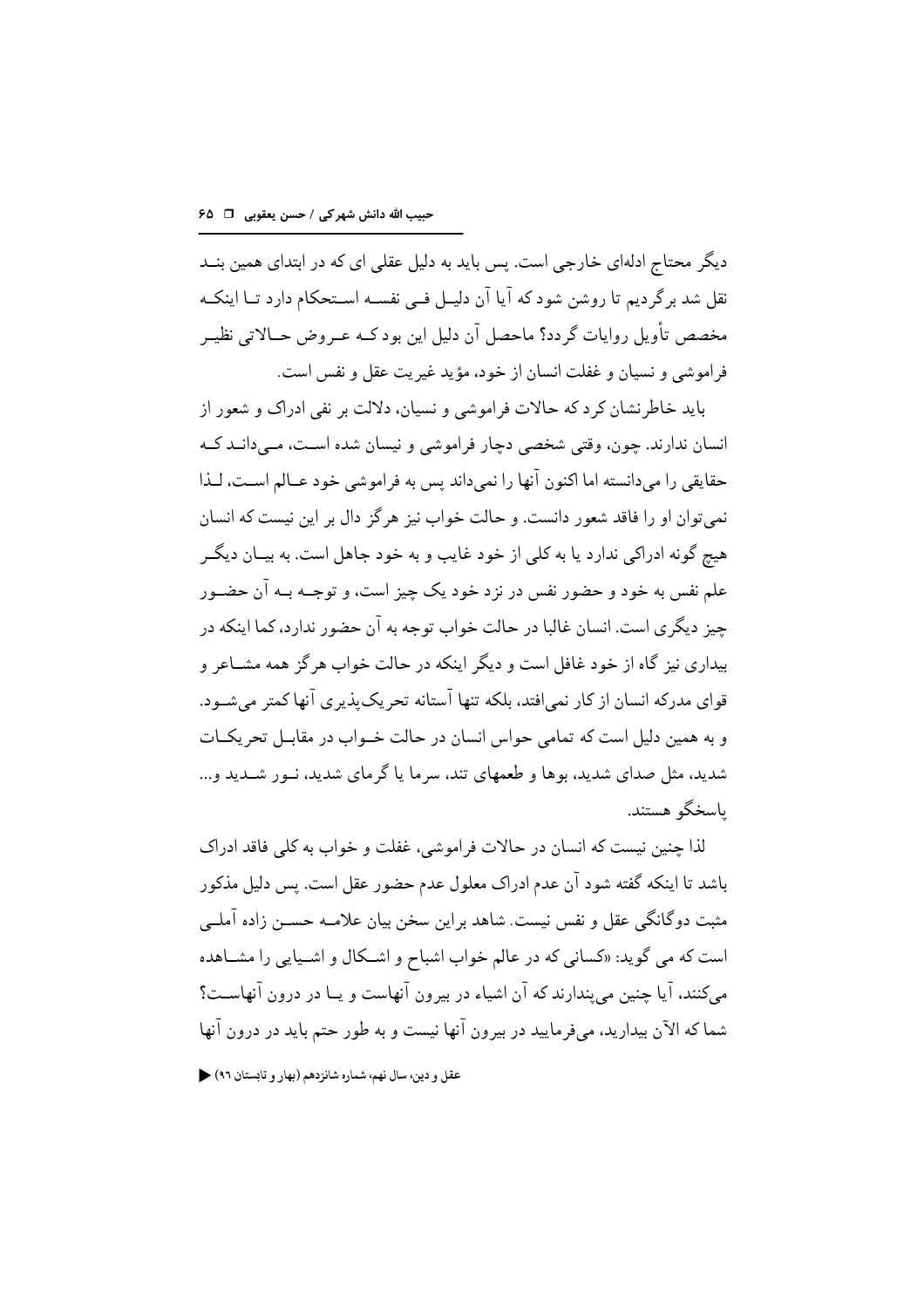دیگر محتاج ادله‌ای خارجی است. پس باید به دلیل عقلی ای که در ابتدای همین بند نقل شد برگردیم تا روشن شود که آیا آن دلیل فی نفسه استحکام دارد تا اینکه مخصص تأویل روایات گردد؟ ماحصل آن دلیل این بود که عروض حالاتی نظیر فراموشی و نسیان و غفلت انسان از خود، مؤید غیریت عقل و نفس است.

باید خاطرنشان کرد که حالات فراموشی و نسیان، دلالت بر نفی ادراک و شعور از انسان ندارند. چون، وقتی شخصی دچار فراموشی و نیسان شده است، می‌داند که حقایقی را می‌دانسته اما اکنون آنها را نمی‌داند پس به فراموشی خود عالم است، لذا نمی‌توان او را فاقد شعور دانست. و حالت خواب نیز هرگز دال بر این نیست که انسان هیچ گونه ادراکی ندارد یا به کلی از خود غایب و به خود جاهل است. به بیان دیگر علم نفس به خود و حضور نفس در نزد خود یک چیز است، و توجه به آن حضور چیز دیگری است. انسان غالبا در حالت خواب توجه به آن حضور ندارد، کما اینکه در بیداری نیز گاه از خود غافل است و دیگر اینکه در حالت خواب هرگز همه مشاعر و قوای مدرکه انسان از کار نمی‌افتد، بلکه تنها آستانه تحریک‌پذیری آنها کمتر می‌شود. و به همین دلیل است که تمامی حواس انسان در حالت خواب در مقابل تحریکات شدید، مثل صدای شدید، بوها و طعمهای تند، سرما یا گرمای شدید، نور شدید و... پاسخگو هستند.

لذا چنین نیست که انسان در حالات فراموشی، غفلت و خواب به کلی فاقد ادراک باشد تا اینکه گفته شود آن عدم ادراک معلول عدم حضور عقل است. پس دلیل مذکور مثبت دوگانگی عقل و نفس نیست. شاهد براین سخن بیان علامه حسن زاده آملی است که می گوید: «کسانی که در عالم خواب اشباح و اشکال و اشیایی را مشاهده می‌کنند، آیا چنین می‌پندارند که آن اشیاء در بیرون آنهاست و یا در درون آنهاست؟ شما که الآن بیدارید، می‌فرمایید در بیرون آنها نیست و به طور حتم باید در درون آنها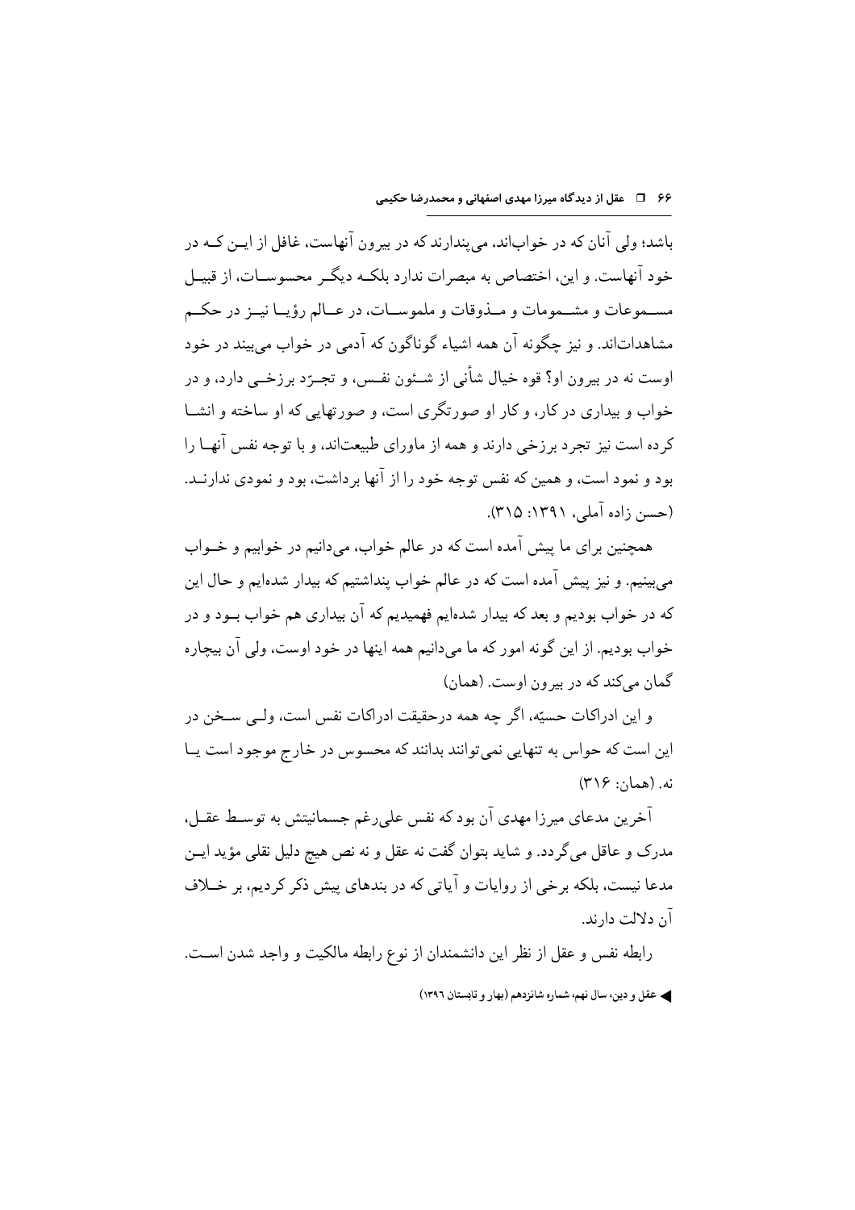باشد؛ ولی آنان که در خواب‌اند، می‌پندارند که در بیرون آنهاست، غافل از این که در خود آنهاست. و این، اختصاص به مبصرات ندارد بلکه دیگر محسوسات، از قبیل مسموعات و مشمومات و مذوقات و ملموسات، در عالم رؤیا نیز در حکم مشاهدات‌اند. و نیز چگونه آن همه اشیاء گوناگون که آدمی در خواب می‌بیند در خود اوست نه در بیرون او؟ قوه خیال شأنی از شئون نفس، و تجرّد برزخی دارد، و در خواب و بیداری در کار، و کار او صورتگری است، و صورتهایی که او ساخته و انشا کرده است نیز تجرد برزخی دارند و همه از ماورای طبیعت‌اند، و با توجه نفس آنها را بود و نمود است، و همین که نفس توجه خود را از آنها برداشت، بود و نمودی ندارند. (حسن زاده آملی، ۱۳۹۱: ۳۱۵).

همچنین برای ما پیش آمده است که در عالم خواب، می‌دانیم در خوابیم و خواب می‌بینیم. و نیز پیش آمده است که در عالم خواب پنداشتیم که بیدار شده‌ایم و حال این که در خواب بودیم و بعد که بیدار شده‌ایم فهمیدیم که آن بیداری هم خواب بود و در خواب بودیم. از این گونه امور که ما می‌دانیم همه اینها در خود اوست، ولی آن بیچاره گمان می‌کند که در بیرون اوست. (همان)

و این ادراکات حسیّه، اگر چه همه درحقیقت ادراکات نفس است، ولی سخن در این است که حواس به تنهایی نمی‌توانند بدانند که محسوس در خارج موجود است یا نه. (همان: ۳۱۶)

آخرین مدعای میرزا مهدی آن بود که نفس علی‌رغم جسمانیتش به توسط عقل، مدرک و عاقل می‌گردد. و شاید بتوان گفت نه عقل و نه نص هیچ دلیل نقلی مؤید این مدعا نیست، بلکه برخی از روایات و آیاتی که در بندهای پیش ذکر کردیم، بر خلاف آن دلالت دارند.

رابطه نفس و عقل از نظر این دانشمندان از نوع رابطه مالکیت و واجد شدن است.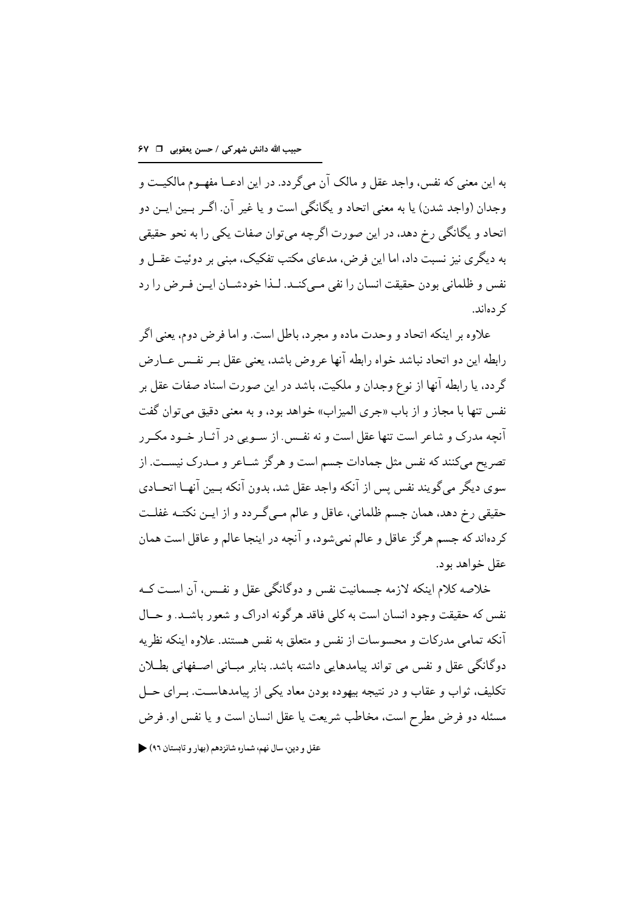به این معنی که نفس، واجد عقل و مالک آن می‌گردد. در این ادعا مفهوم مالکیت و وجدان (واجد شدن) یا به معنی اتحاد و یگانگی است و یا غیر آن. اگر بین این دو اتحاد و یگانگی رخ دهد، در این صورت اگرچه می‌توان صفات یکی را به نحو حقیقی به دیگری نیز نسبت داد، اما این فرض، مدعای مکتب تفکیک، مبنی بر دوئیت عقل و نفس و ظلمانی بودن حقیقت انسان را نفی می‌کند. لذا خودشان این فرض را رد کرده‌اند.

علاوه بر اینکه اتحاد و وحدت ماده و مجرد، باطل است. و اما فرض دوم، یعنی اگر رابطه این دو اتحاد نباشد خواه رابطه آنها عروض باشد، یعنی عقل بر نفس عارض گردد، یا رابطه آنها از نوع وجدان و ملکیت، باشد در این صورت اسناد صفات عقل بر نفس تنها با مجاز و از باب «جری المیزاب» خواهد بود، و به معنی دقیق می‌توان گفت آنچه مدرک و شاعر است تنها عقل است و نه نفس. از سویی در آثار خود مکرر تصریح می‌کنند که نفس مثل جمادات جسم است و هرگز شاعر و مدرک نیست. از سوی دیگر می‌گویند نفس پس از آنکه واجد عقل شد، بدون آنکه بین آنها اتحادی حقیقی رخ دهد، همان جسم ظلمانی، عاقل و عالم می‌گردد و از این نکته غفلت کرده‌اند که جسم هرگز عاقل و عالم نمی‌شود، و آنچه در اینجا عالم و عاقل است همان عقل خواهد بود.

خلاصه کلام اینکه لازمه جسمانیت نفس و دوگانگی عقل و نفس، آن است که نفس که حقیقت وجود انسان است به کلی فاقد هرگونه ادراک و شعور باشد. و حال آنکه تمامی مدرکات و محسوسات از نفس و متعلق به نفس هستند. علاوه اینکه نظریه دوگانگی عقل و نفس می تواند پیامدهایی داشته باشد. بنابر مبانی اصفهانی بطلان تکلیف، ثواب و عقاب و در نتیجه بیهوده بودن معاد یکی از پیامدهاست. برای حل مسئله دو فرض مطرح است، مخاطب شریعت یا عقل انسان است و یا نفس او. فرض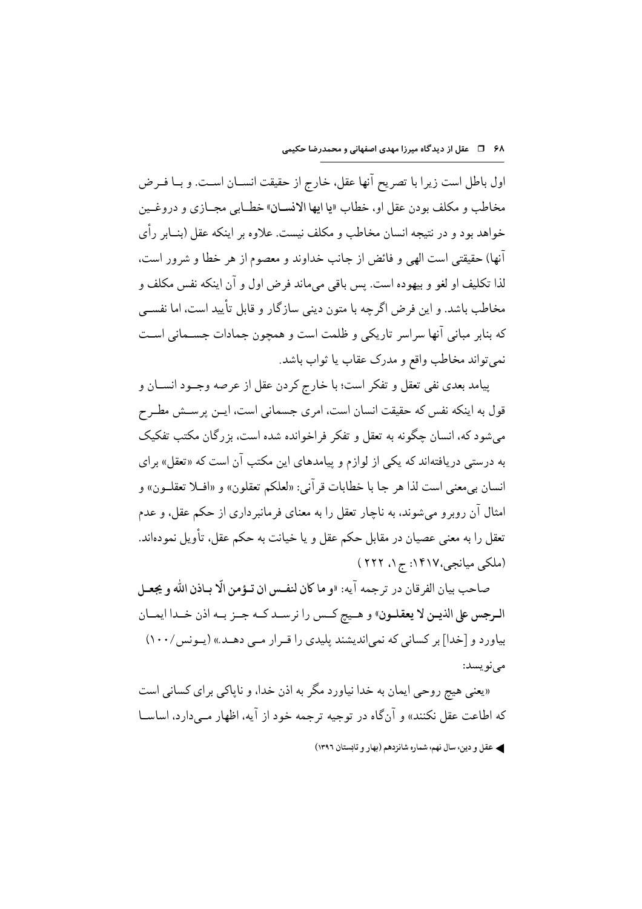اول باطل است زیرا با تصریح آنها عقل، خارج از حقیقت انسان است. و با فرض مخاطب و مکلف بودن عقل او، خطاب «**یا ایها الانسان**» خطابی مجازی و دروغین خواهد بود و در نتیجه انسان مخاطب و مکلف نیست. علاوه بر اینکه عقل (بنابر رأی آنها) حقیقتی است الهی و فائض از جانب خداوند و معصوم از هر خطا و شرور است، لذا تکلیف او لغو و بیهوده است. پس باقی می‌ماند فرض اول و آن اینکه نفس مکلف و مخاطب باشد. و این فرض اگرچه با متون دینی سازگار و قابل تأیید است، اما نفسی که بنابر مبانی آنها سراسر تاریکی و ظلمت است و همچون جمادات جسمانی است نمی‌تواند مخاطب واقع و مدرک عقاب یا ثواب باشد.

پیامد بعدی نفی تعقل و تفکر است؛ با خارج کردن عقل از عرصه وجود انسان و قول به اینکه نفس که حقیقت انسان است، امری جسمانی است، این پرسش مطرح می‌شود که، انسان چگونه به تعقل و تفکر فراخوانده شده است، بزرگان مکتب تفکیک به درستی دریافته‌اند که یکی از لوازم و پیامدهای این مکتب آن است که «تعقل» برای انسان بی‌معنی است لذا هر جا با خطابات قرآنی: «لعلکم تعقلون» و «افلا تعقلون» و امثال آن روبرو می‌شوند، به ناچار تعقل را به معنای فرمانبرداری از حکم عقل، و عدم تعقل را به معنی عصیان در مقابل حکم عقل و یا خیانت به حکم عقل، تأویل نموده‌اند. (ملکی میانجی،۱۴۱۷: ج۱، ۲۲۲)

صاحب بیان الفرقان در ترجمه آیه: «**و ما کان لنفس ان تؤمن الّا باذن الله و یجعل الرجس علی الذین لا یعقلون**» و هیچ کس را نرسد که جز به اذن خدا ایمان بیاورد و [خدا] بر کسانی که نمی‌اندیشند پلیدی را قرار می دهد.» (یونس/۱۰۰) می‌نویسد:

«یعنی هیچ روحی ایمان به خدا نیاورد مگر به اذن خدا، و ناپاکی برای کسانی است که اطاعت عقل نکنند» و آن‌گاه در توجیه ترجمه خود از آیه، اظهار می‌دارد، اساسا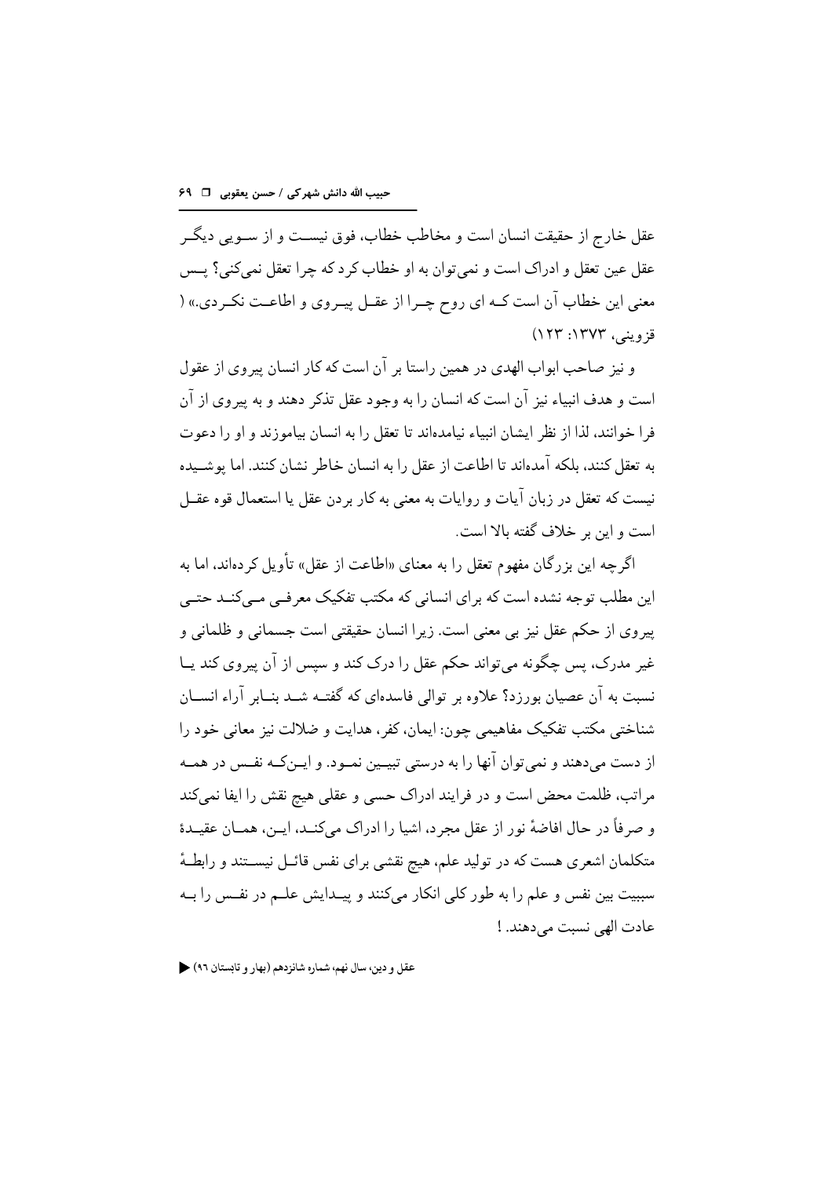عقل خارج از حقیقت انسان است و مخاطب خطاب، فوق نیست و از سویی دیگر عقل عین تعقل و ادراک است و نمی‌توان به او خطاب کرد که چرا تعقل نمی‌کنی؟ پس معنی این خطاب آن است که ای روح چرا از عقل پیروی و اطاعت نکردی.» ( قزوینی، ۱۳۷۳: ۱۲۳)

و نیز صاحب ابواب الهدی در همین راستا بر آن است که کار انسان پیروی از عقول است و هدف انبیاء نیز آن است که انسان را به وجود عقل تذکر دهند و به پیروی از آن فرا خوانند، لذا از نظر ایشان انبیاء نیامده‌اند تا تعقل را به انسان بیاموزند و او را دعوت به تعقل کنند، بلکه آمده‌اند تا اطاعت از عقل را به انسان خاطر نشان کنند. اما پوشیده نیست که تعقل در زبان آیات و روایات به معنی به کار بردن عقل یا استعمال قوه عقل است و این بر خلاف گفته بالا است.

اگرچه این بزرگان مفهوم تعقل را به معنای «اطاعت از عقل» تأویل کرده‌اند، اما به این مطلب توجه نشده است که برای انسانی که مکتب تفکیک معرفی می‌کند حتی پیروی از حکم عقل نیز بی معنی است. زیرا انسان حقیقتی است جسمانی و ظلمانی و غیر مدرک، پس چگونه می‌تواند حکم عقل را درک کند و سپس از آن پیروی کند یا نسبت به آن عصیان بورزد؟ علاوه بر توالی فاسده‌ای که گفته شد بنابر آراء انسان شناختی مکتب تفکیک مفاهیمی چون: ایمان، کفر، هدایت و ضلالت نیز معانی خود را از دست می‌دهند و نمی‌توان آنها را به درستی تبیین نمود. و این‌که نفس در همه مراتب، ظلمت محض است و در فرایند ادراک حسی و عقلی هیچ نقش را ایفا نمی‌کند و صرفاً در حال افاضهٔ نور از عقل مجرد، اشیا را ادراک می‌کند، این، همان عقیدهٔ متکلمان اشعری هست که در تولید علم، هیچ نقشی برای نفس قائل نیستند و رابطهٔ سببیت بین نفس و علم را به طور کلی انکار می‌کنند و پیدایش علم در نفس را به عادت الهی نسبت می‌دهند. !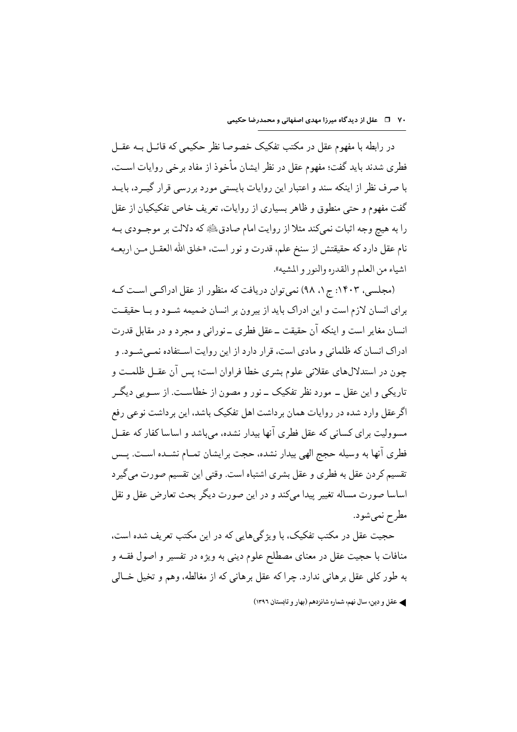در رابطه با مفهوم عقل در مکتب تفکیک خصوصا نظر حکیمی که قائل به عقل فطری شدند باید گفت؛ مفهوم عقل در نظر ایشان مأخوذ از مفاد برخی روایات است، با صرف نظر از اینکه سند و اعتبار این روایات بایستی مورد بررسی قرار گیرد، باید گفت مفهوم و حتی منطوق و ظاهر بسیاری از روایات، تعریف خاص تفکیکیان از عقل را به هیچ وجه اثبات نمی‌کند مثلا از روایت امام صادق علیه السلام که دلالت بر موجودی به نام عقل دارد که حقیقتش از سنخ علم، قدرت و نور است، «خلق الله العقل من اربعه اشیاء من العلم و القدره والنور و المشیه».

(مجلسی، ۱۴۰۳: ج۱، ۹۸) نمی‌توان دریافت که منظور از عقل ادراکی است که برای انسان لازم است و این ادراک باید از بیرون بر انسان ضمیمه شود و با حقیقت انسان مغایر است و اینکه آن حقیقت ـ عقل فطری ـ نورانی و مجرد و در مقابل قدرت ادراک انسان که ظلمانی و مادی است، قرار دارد از این روایت استفاده نمی‌شود. و چون در استدلال‌های عقلانی علوم بشری خطا فراوان است؛ پس آن عقل ظلمت و تاریکی و این عقل ـ مورد نظر تفکیک ـ نور و مصون از خطاست. از سویی دیگر اگرعقل وارد شده در روایات همان برداشت اهل تفکیک باشد، این برداشت نوعی رفع مسوولیت برای کسانی که عقل فطری آنها بیدار نشده، می‌باشد و اساسا کفار که عقل فطری آنها به وسیله حجج الهی بیدار نشده، حجت برایشان تمام نشده است. پس تقسیم کردن عقل به فطری و عقل بشری اشتباه است. وقتی این تقسیم صورت می‌گیرد اساسا صورت مساله تغییر پیدا می‌کند و در این صورت دیگر بحث تعارض عقل و نقل مطرح نمی‌شود.

حجیت عقل در مکتب تفکیک، با ویژگی‌هایی که در این مکتب تعریف شده است، منافات با حجیت عقل در معنای مصطلح علوم دینی به ویژه در تفسیر و اصول فقه و به طور کلی عقل برهانی ندارد. چرا که عقل برهانی که از مغالطه، وهم و تخیل خالی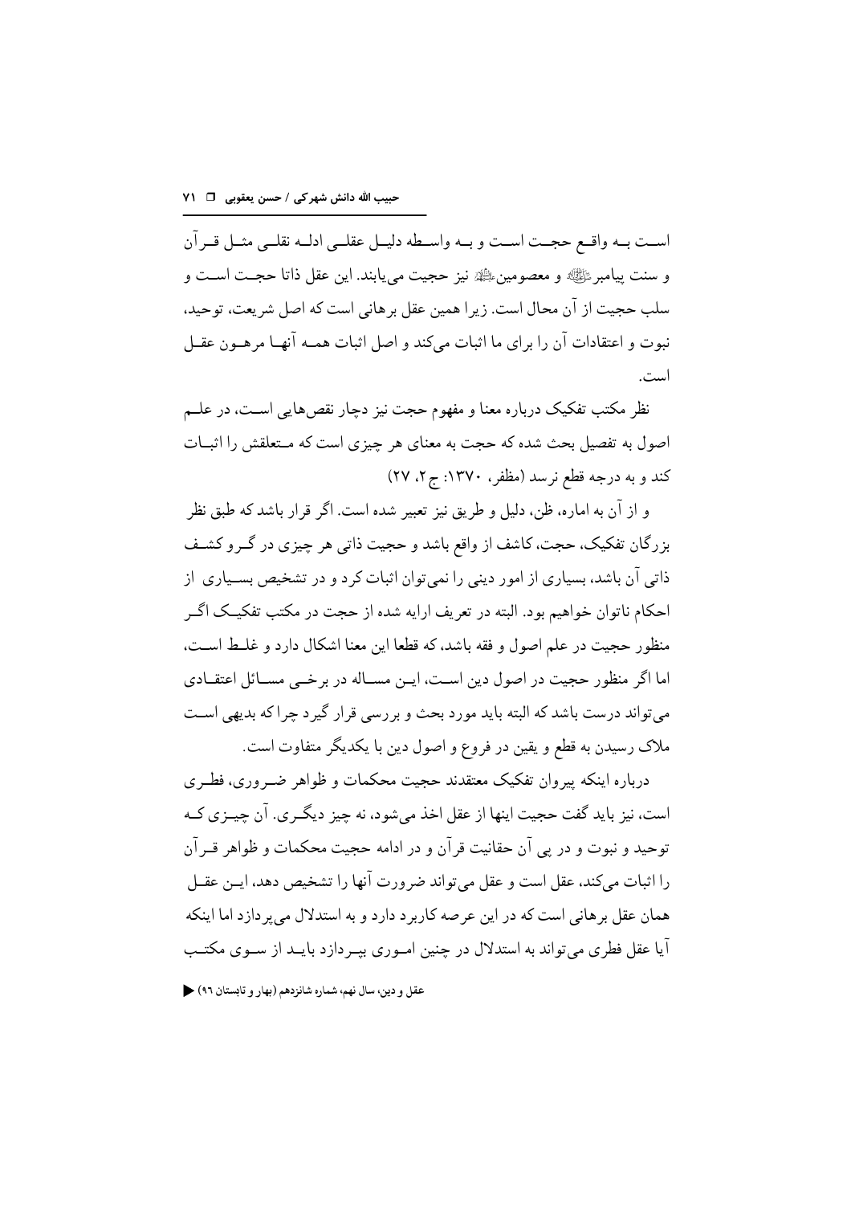اسـت بـه واقـع حجـت اسـت و بـه واسـطه دلیـل عقلـی ادلـه نقلـی مثـل قـرآن و سنت پیامبرﷺ و معصومین‌علیهم‌السلام نیز حجیت می‌یابند. این عقل ذاتا حجـت اسـت و سلب حجیت از آن محال است. زیرا همین عقل برهانی است که اصل شریعت، توحید، نبوت و اعتقادات آن را برای ما اثبات می‌کند و اصل اثبات همـه آنهـا مرهـون عقـل است.

نظر مکتب تفکیک درباره معنا و مفهوم حجت نیز دچار نقص‌هایی اسـت، در علـم اصول به تفصیل بحث شده که حجت به معنای هر چیزی است که مـتعلقش را اثبـات کند و به درجه قطع نرسد (مظفر، ۱۳۷۰: ج۲، ۲۷)

و از آن به اماره، ظن، دلیل و طریق نیز تعبیر شده است. اگر قرار باشد که طبق نظر بزرگان تفکیک، حجت، کاشف از واقع باشد و حجیت ذاتی هر چیزی در گـرو کشـف ذاتی آن باشد، بسیاری از امور دینی را نمی‌توان اثبات کرد و در تشخیص بسـیاری از احکام ناتوان خواهیم بود. البته در تعریف ارایه شده از حجت در مکتب تفکیـک اگـر منظور حجیت در علم اصول و فقه باشد، که قطعا این معنا اشکال دارد و غلـط اسـت، اما اگر منظور حجیت در اصول دین اسـت، ایـن مسـاله در برخـی مسـائل اعتقـادی می‌تواند درست باشد که البته باید مورد بحث و بررسی قرار گیرد چرا که بدیهی اسـت ملاک رسیدن به قطع و یقین در فروع و اصول دین با یکدیگر متفاوت است.

درباره اینکه پیروان تفکیک معتقدند حجیت محکمات و ظواهر ضـروری، فطـری است، نیز باید گفت حجیت اینها از عقل اخذ می‌شود، نه چیز دیگـری. آن چیـزی کـه توحید و نبوت و در پی آن حقانیت قرآن و در ادامه حجیت محکمات و ظواهر قـرآن را اثبات می‌کند، عقل است و عقل می‌تواند ضرورت آنها را تشخیص دهد، ایـن عقـل همان عقل برهانی است که در این عرصه کاربرد دارد و به استدلال می‌پردازد اما اینکه آیا عقل فطری می‌تواند به استدلال در چنین امـوری بپـردازد بایـد از سـوی مکتـب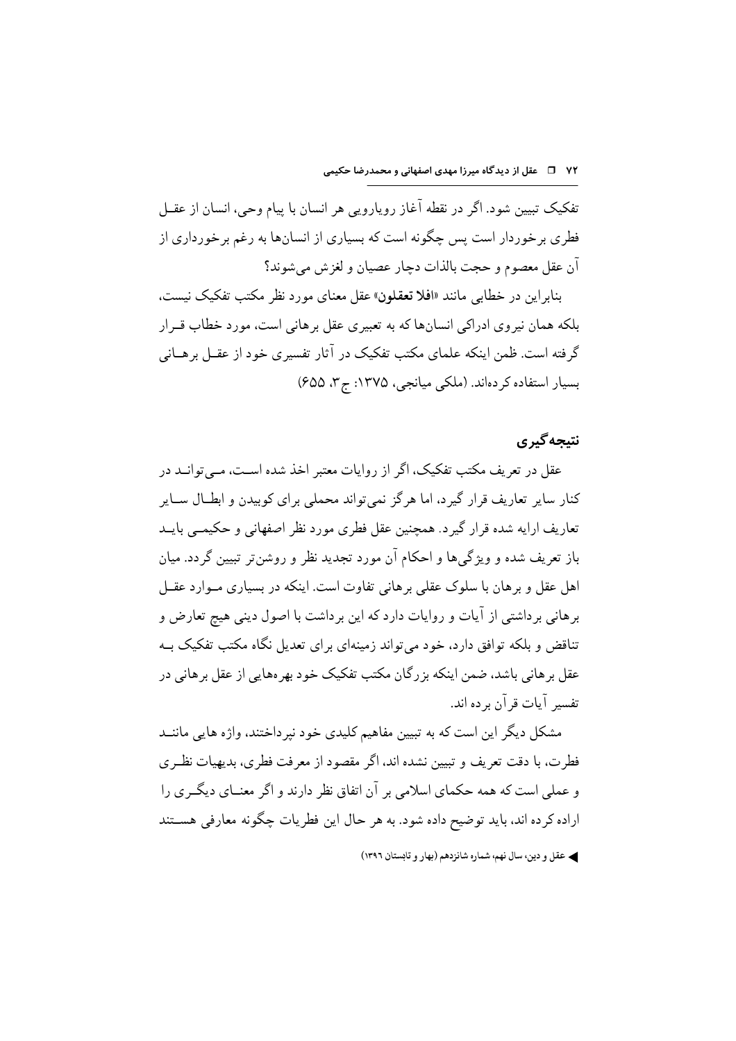تفکیک تبیین شود. اگر در نقطه آغاز رویارویی هر انسان با پیام وحی، انسان از عقـل فطری برخوردار است پس چگونه است که بسیاری از انسان‌ها به رغم برخورداری از آن عقل معصوم و حجت بالذات دچار عصیان و لغزش می‌شوند؟

بنابراین در خطابی مانند «**افلا تعقلون**» عقل معنای مورد نظر مکتب تفکیک نیست، بلکه همان نیروی ادراکی انسان‌ها که به تعبیری عقل برهانی است، مورد خطاب قـرار گرفته است. ظمن اینکه علمای مکتب تفکیک در آثار تفسیری خود از عقـل برهـانی بسیار استفاده کرده‌اند. (ملکی میانجی، ۱۳۷۵: ج۳، ۶۵۵)

## نتیجه‌گیری

عقل در تعریف مکتب تفکیک، اگر از روایات معتبر اخذ شده اسـت، مـی‌توانـد در کنار سایر تعاریف قرار گیرد، اما هرگز نمی‌تواند محملی برای کوبیدن و ابطـال سـایر تعاریف ارایه شده قرار گیرد. همچنین عقل فطری مورد نظر اصفهانی و حکیمـی بایـد باز تعریف شده و ویژگی‌ها و احکام آن مورد تجدید نظر و روشن‌تر تبیین گردد. میان اهل عقل و برهان با سلوک عقلی برهانی تفاوت است. اینکه در بسیاری مـوارد عقـل برهانی برداشتی از آیات و روایات دارد که این برداشت با اصول دینی هیچ تعارض و تناقض و بلکه توافق دارد، خود می‌تواند زمینه‌ای برای تعدیل نگاه مکتب تفکیک بـه عقل برهانی باشد، ضمن اینکه بزرگان مکتب تفکیک خود بهره‌هایی از عقل برهانی در تفسیر آیات قرآن برده اند.

مشکل دیگر این است که به تبیین مفاهیم کلیدی خود نپرداختند، واژه هایی ماننـد فطرت، با دقت تعریف و تبیین نشده اند، اگر مقصود از معرفت فطری، بدیهیات نظـری و عملی است که همه حکمای اسلامی بر آن اتفاق نظر دارند و اگر معنـای دیگـری را اراده کرده اند، باید توضیح داده شود. به هر حال این فطریات چگونه معارفی هسـتند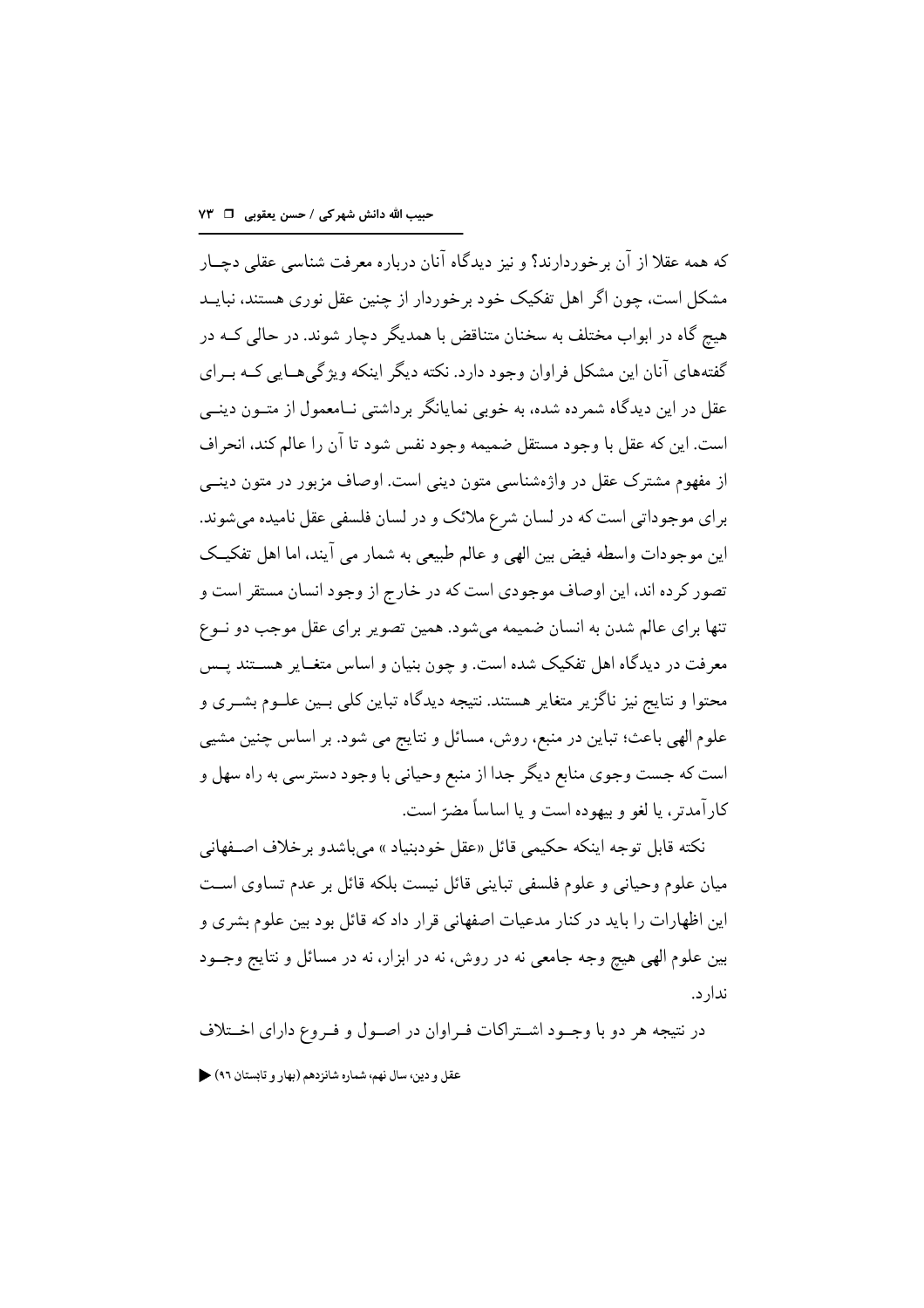که همه عقلا از آن برخوردارند؟ و نیز دیدگاه آنان درباره معرفت شناسی عقلی دچـار مشکل است، چون اگر اهل تفکیک خود برخوردار از چنین عقل نوری هستند، نبایـد هیچ گاه در ابواب مختلف به سخنان متناقض با همدیگر دچار شوند. در حالی کـه در گفته‌های آنان این مشکل فراوان وجود دارد. نکته دیگر اینکه ویژگی‌هـایی کـه بـرای عقل در این دیدگاه شمرده شده، به خوبی نمایانگر برداشتی نـامعمول از متـون دینـی است. این که عقل با وجود مستقل ضمیمه وجود نفس شود تا آن را عالم کند، انحراف از مفهوم مشترک عقل در واژه‌شناسی متون دینی است. اوصاف مزبور در متون دینـی برای موجوداتی است که در لسان شرع ملائک و در لسان فلسفی عقل نامیده می‌شوند. این موجودات واسطه فیض بین الهی و عالم طبیعی به شمار می آیند، اما اهل تفکیـک تصور کرده اند، این اوصاف موجودی است که در خارج از وجود انسان مستقر است و تنها برای عالم شدن به انسان ضمیمه می‌شود. همین تصویر برای عقل موجب دو نـوع معرفت در دیدگاه اهل تفکیک شده است. و چون بنیان و اساس متغـایر هسـتند پـس محتوا و نتایج نیز ناگزیر متغایر هستند. نتیجه دیدگاه تباین کلی بـین علـوم بشـری و علوم الهی باعث؛ تباین در منبع، روش، مسائل و نتایج می شود. بر اساس چنین مشیی است که جست وجوی منابع دیگر جدا از منبع وحیانی با وجود دسترسی به راه سهل و کارآمدتر، یا لغو و بیهوده است و یا اساساً مضرّ است.

نکته قابل توجه اینکه حکیمی قائل «عقل خودبنیاد » می‌باشدو برخلاف اصـفهانی میان علوم وحیانی و علوم فلسفی تباینی قائل نیست بلکه قائل بر عدم تساوی اسـت این اظهارات را باید در کنار مدعیات اصفهانی قرار داد که قائل بود بین علوم بشری و بین علوم الهی هیچ وجه جامعی نه در روش، نه در ابزار، نه در مسائل و نتایج وجـود ندارد.

در نتیجه هر دو با وجـود اشـتراکات فـراوان در اصـول و فـروع دارای اخـتلاف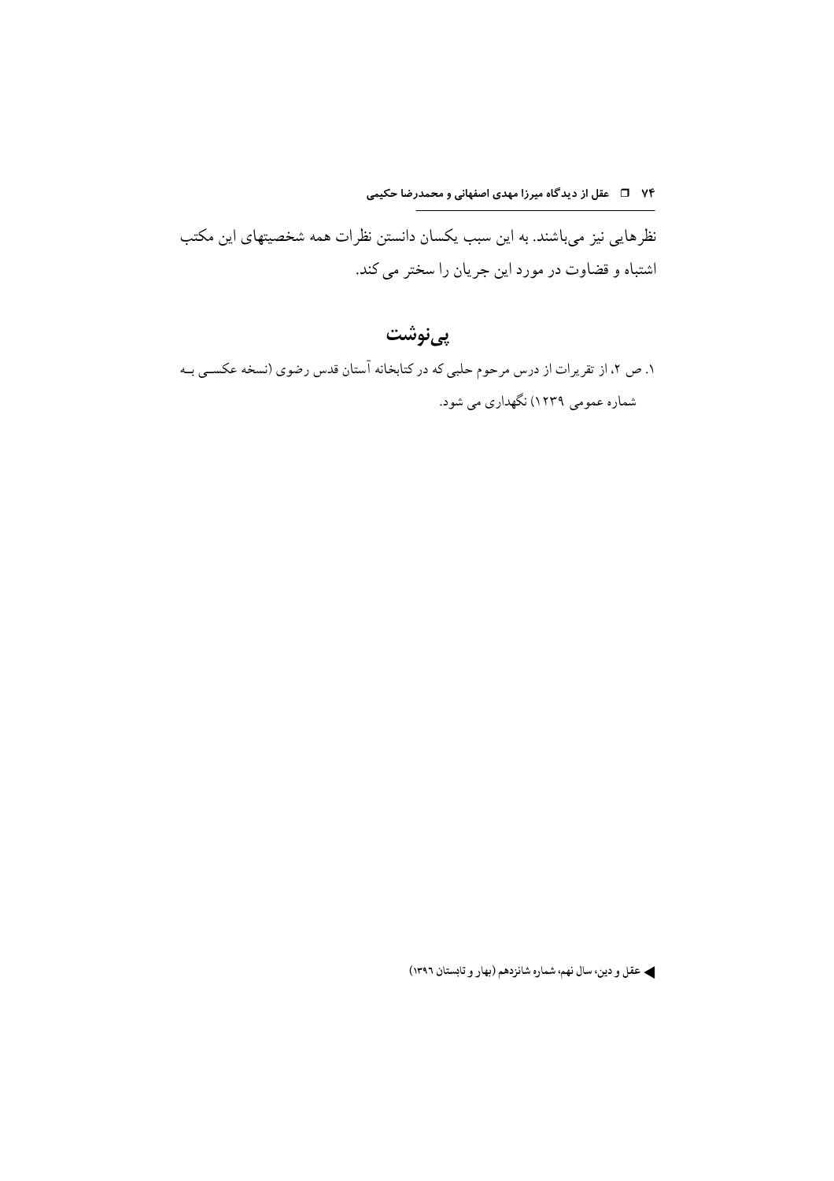نظرهایی نیز می‌باشند. به این سبب یکسان دانستن نظرات همه شخصیتهای این مکتب اشتباه و قضاوت در مورد این جریان را سختر می کند.

## پی‌نوشت

۱. ص ۲، از تقریرات از درس مرحوم حلبی که در کتابخانه آستان قدس رضوی (نسخه عکسی بـه شماره عمومی ۱۲۳۹) نگهداری می شود.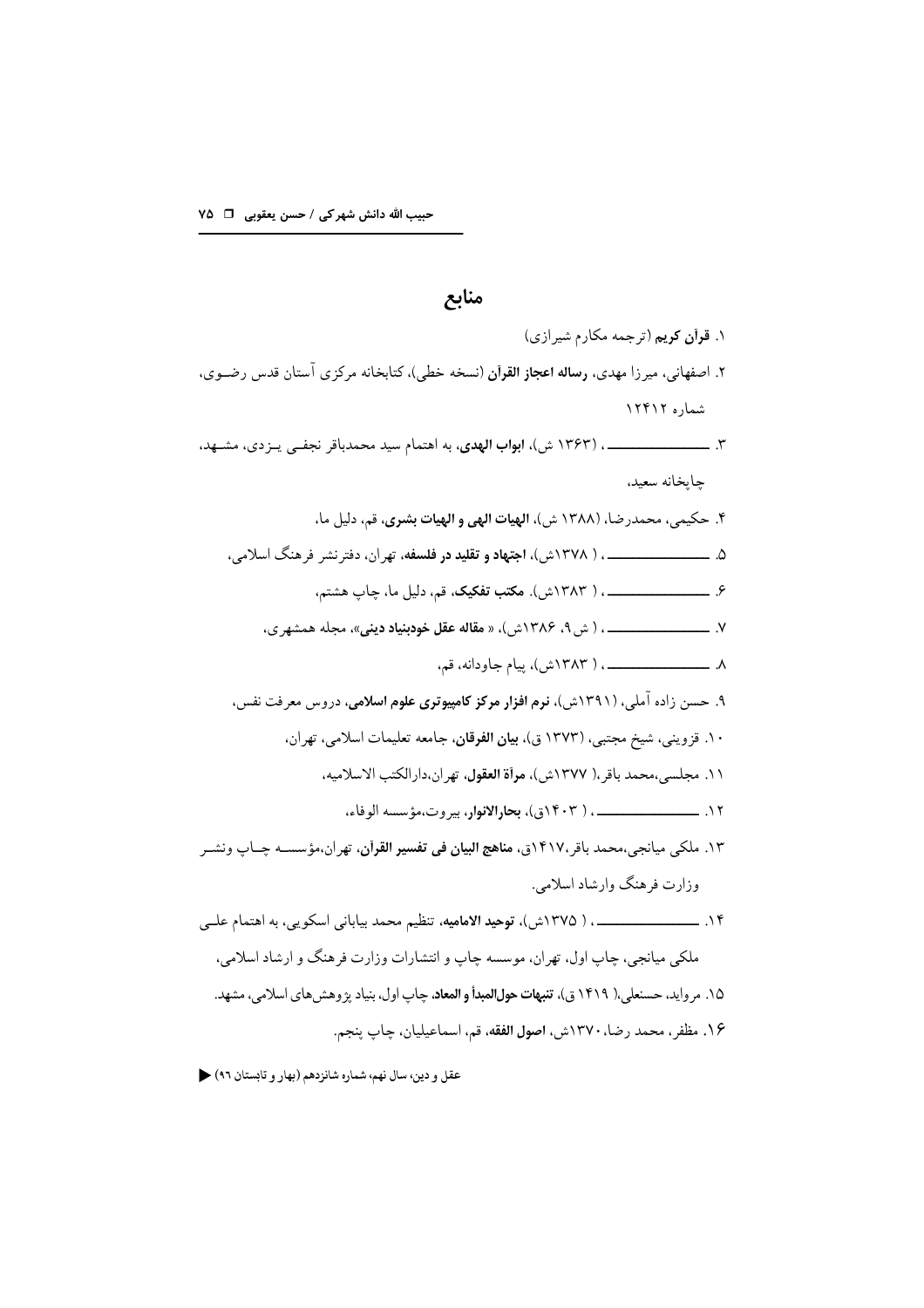## منابع

۱. **قرآن کریم** (ترجمه مکارم شیرازی)

۲. اصفهانی، میرزا مهدی، **رساله اعجاز القرآن** (نسخه خطی)، کتابخانه مرکزی آستان قدس رضوی، شماره ۱۲۴۱۲

۳. ــــــــــــــــ، (۱۳۶۳ ش)، **ابواب الهدی**، به اهتمام سید محمدباقر نجفی یزدی، مشهد، چاپخانه سعید،

۴. حکیمی، محمدرضا، (۱۳۸۸ ش)، **الهیات الهی و الهیات بشری**، قم، دلیل ما،

۵. ــــــــــــــــ، ( ۱۳۷۸ش)، **اجتهاد و تقلید در فلسفه**، تهران، دفترنشر فرهنگ اسلامی،

۶. ــــــــــــــــ، ( ۱۳۸۳ش). **مکتب تفکیک**، قم، دلیل ما، چاپ هشتم،

۷. ــــــــــــــــ، ( ش۹، ۱۳۸۶ش)، « **مقاله عقل خودبنیاد دینی**»، مجله همشهری،

۸. ــــــــــــــــ، ( ۱۳۸۳ش)، پیام جاودانه، قم،

۹. حسن زاده آملی، (۱۳۹۱ش)، **نرم افزار مرکز کامپیوتری علوم اسلامی**، دروس معرفت نفس،

۱۰. قزوینی، شیخ مجتبی، (۱۳۷۳ ق)، **بیان الفرقان**، جامعه تعلیمات اسلامی، تهران،

۱۱. مجلسی،محمد باقر،( ۱۳۷۷ش)، **مرآة العقول**، تهران،دارالکتب الاسلامیه،

۱۲. ــــــــــــــــ، ( ۱۴۰۳ق)، **بحارالانوار**، بیروت،مؤسسه الوفاء،

۱۳. ملکی میانجی،محمد باقر،۱۴۱۷ق، **مناهج البیان فی تفسیر القرآن**، تهران،مؤسسه چاپ ونشر وزارت فرهنگ وارشاد اسلامی.

۱۴. ــــــــــــــــ، ( ۱۳۷۵ش)، **توحید الامامیه**، تنظیم محمد بیابانی اسکویی، به اهتمام علی ملکی میانجی، چاپ اول، تهران، موسسه چاپ و انتشارات وزارت فرهنگ و ارشاد اسلامی،

۱۵. مروارید، حسنعلی،( ۱۴۱۹ ق)، **تنبیهات حول المبدأ و المعاد**، چاپ اول، بنیاد پژوهش‌های اسلامی، مشهد.

۱۶. مظفر، محمد رضا، ۱۳۷۰ش، **اصول الفقه**، قم، اسماعیلیان، چاپ پنجم.